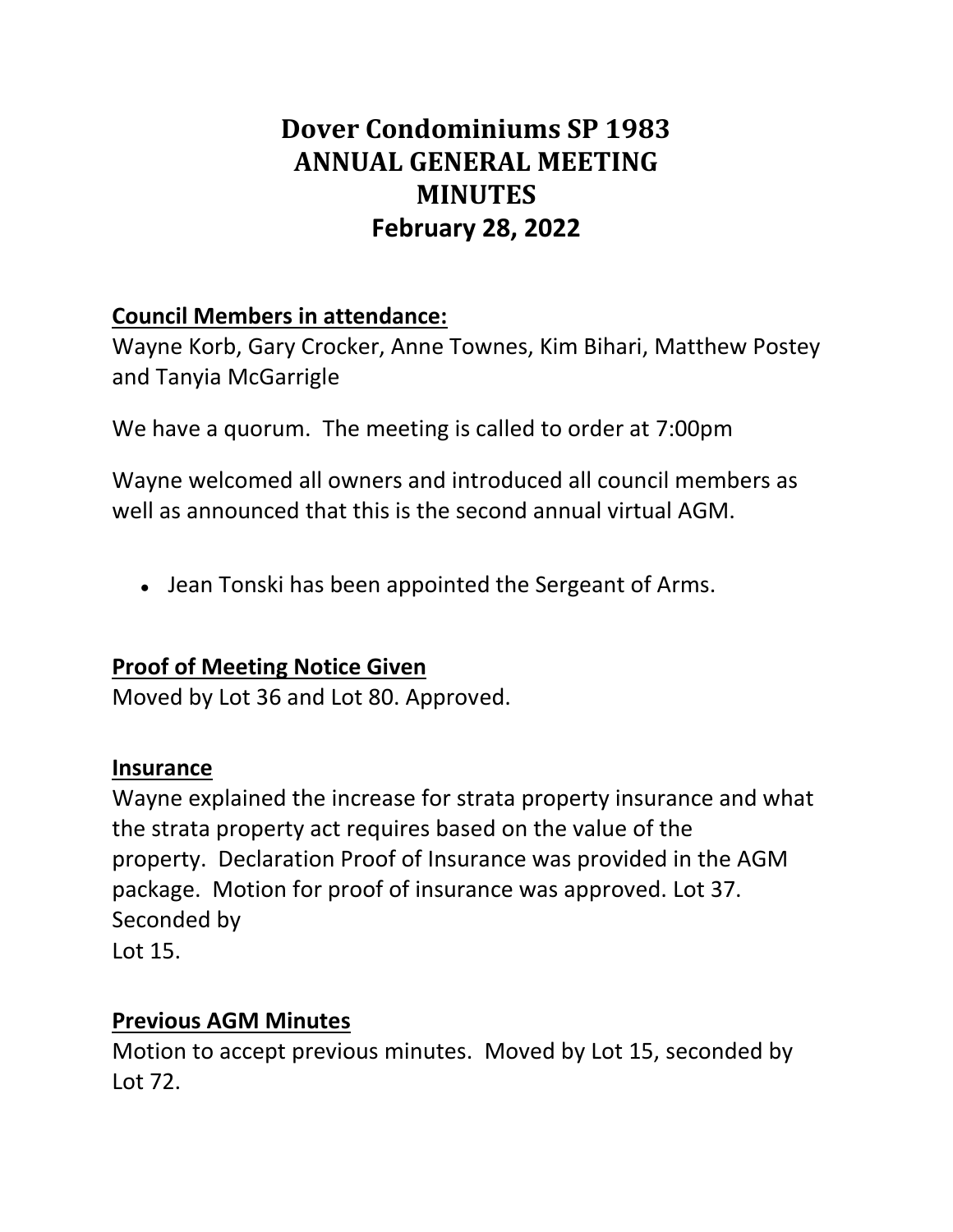# Dover Condominiums SP 1983
# ANNUAL GENERAL MEETING
# MINUTES
# February 28, 2022

**Council Members in attendance:**

Wayne Korb, Gary Crocker, Anne Townes, Kim Bihari, Matthew Postey and Tanyia McGarrigle

We have a quorum. The meeting is called to order at 7:00pm

Wayne welcomed all owners and introduced all council members as well as announced that this is the second annual virtual AGM.

- Jean Tonski has been appointed the Sergeant of Arms.

**Proof of Meeting Notice Given**

Moved by Lot 36 and Lot 80. Approved.

**Insurance**

Wayne explained the increase for strata property insurance and what the strata property act requires based on the value of the property. Declaration Proof of Insurance was provided in the AGM package. Motion for proof of insurance was approved. Lot 37. Seconded by
Lot 15.

**Previous AGM Minutes**

Motion to accept previous minutes. Moved by Lot 15, seconded by Lot 72.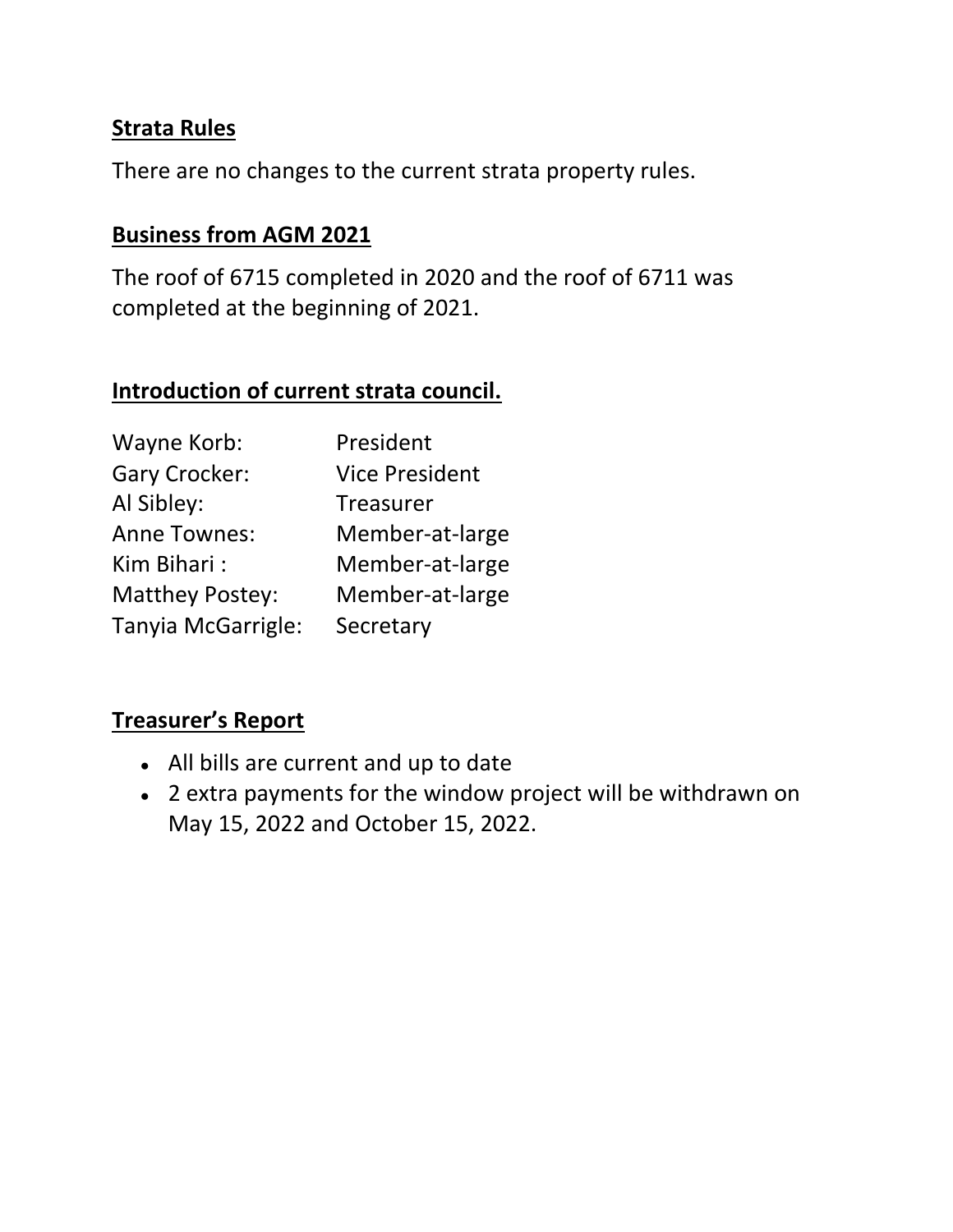## Strata Rules

There are no changes to the current strata property rules.

## Business from AGM 2021

The roof of 6715 completed in 2020 and the roof of 6711 was completed at the beginning of 2021.

## Introduction of current strata council.

| | |
|---|---|
| Wayne Korb: | President |
| Gary Crocker: | Vice President |
| Al Sibley: | Treasurer |
| Anne Townes: | Member-at-large |
| Kim Bihari : | Member-at-large |
| Matthey Postey: | Member-at-large |
| Tanyia McGarrigle: | Secretary |

## Treasurer's Report

- All bills are current and up to date
- 2 extra payments for the window project will be withdrawn on May 15, 2022 and October 15, 2022.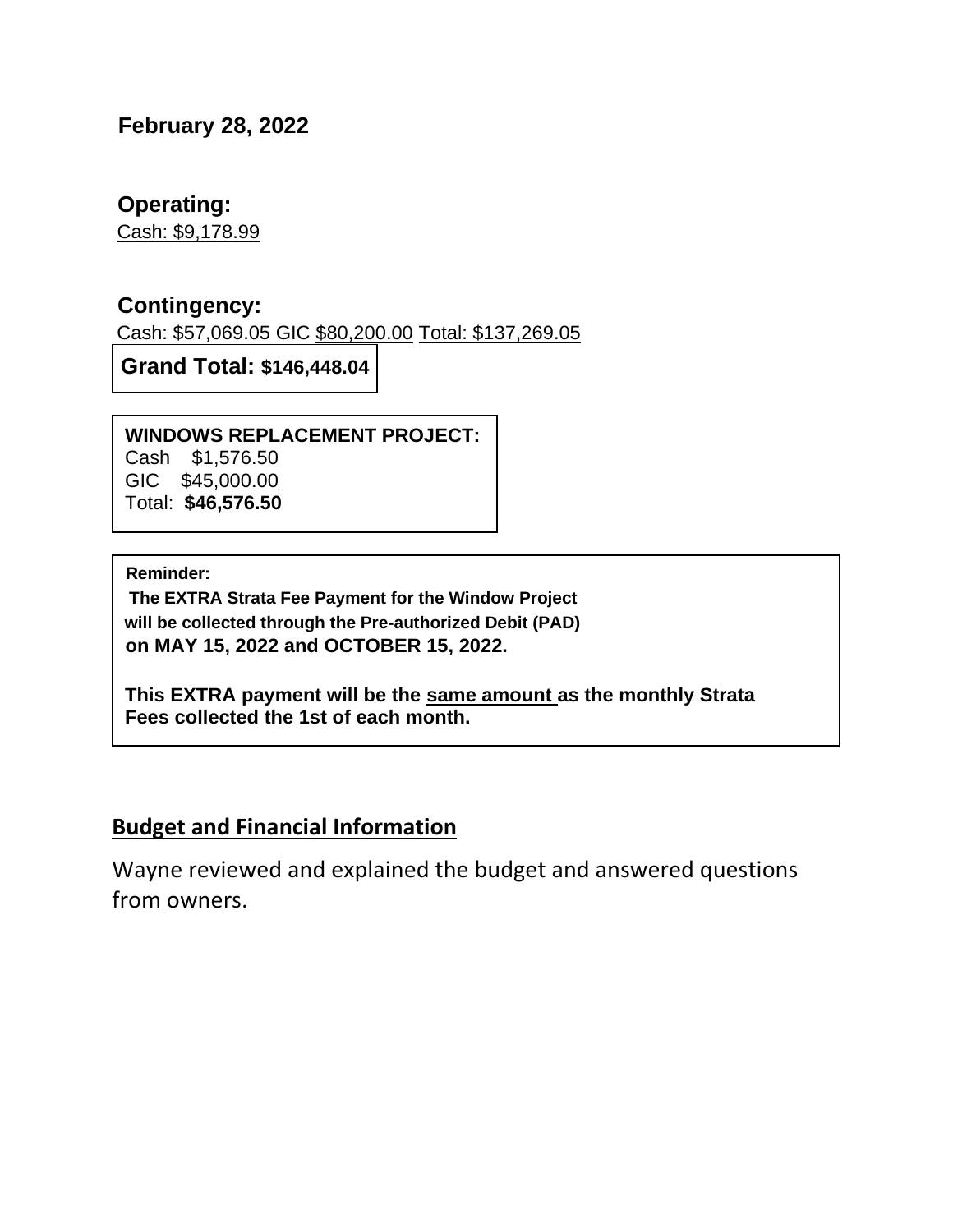**February 28, 2022**

**Operating:**
Cash: $9,178.99

**Contingency:**
Cash: $57,069.05 GIC $80,200.00 Total: $137,269.05

**Grand Total: $146,448.04**

**WINDOWS REPLACEMENT PROJECT:**
Cash $1,576.50
GIC $45,000.00
Total: **$46,576.50**

**Reminder:**
**The EXTRA Strata Fee Payment for the Window Project will be collected through the Pre-authorized Debit (PAD) on MAY 15, 2022 and OCTOBER 15, 2022.**

**This EXTRA payment will be the same amount as the monthly Strata Fees collected the 1st of each month.**

## Budget and Financial Information

Wayne reviewed and explained the budget and answered questions from owners.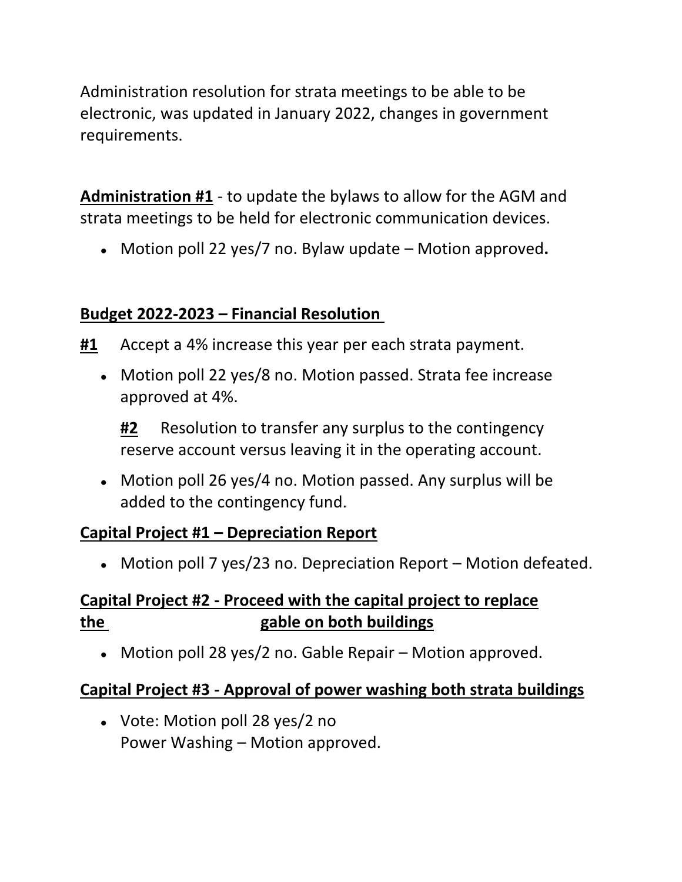Administration resolution for strata meetings to be able to be electronic, was updated in January 2022, changes in government requirements.

**<u>Administration #1</u>** - to update the bylaws to allow for the AGM and strata meetings to be held for electronic communication devices.

- Motion poll 22 yes/7 no. Bylaw update – Motion approved**.**

**<u>Budget 2022-2023 – Financial Resolution</u>**

**<u>#1</u>** Accept a 4% increase this year per each strata payment.

- Motion poll 22 yes/8 no. Motion passed. Strata fee increase approved at 4%.

  **<u>#2</u>** Resolution to transfer any surplus to the contingency reserve account versus leaving it in the operating account.

- Motion poll 26 yes/4 no. Motion passed. Any surplus will be added to the contingency fund.

**<u>Capital Project #1 – Depreciation Report</u>**

- Motion poll 7 yes/23 no. Depreciation Report – Motion defeated.

**<u>Capital Project #2 - Proceed with the capital project to replace the gable on both buildings</u>**

- Motion poll 28 yes/2 no. Gable Repair – Motion approved.

**<u>Capital Project #3 - Approval of power washing both strata buildings</u>**

- Vote: Motion poll 28 yes/2 no
  Power Washing – Motion approved.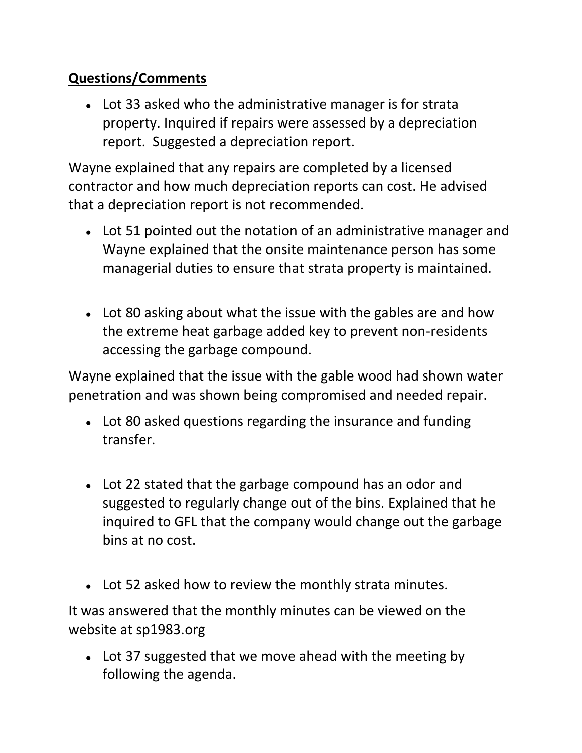**Questions/Comments**

- Lot 33 asked who the administrative manager is for strata property. Inquired if repairs were assessed by a depreciation report. Suggested a depreciation report.

Wayne explained that any repairs are completed by a licensed contractor and how much depreciation reports can cost. He advised that a depreciation report is not recommended.

- Lot 51 pointed out the notation of an administrative manager and Wayne explained that the onsite maintenance person has some managerial duties to ensure that strata property is maintained.

- Lot 80 asking about what the issue with the gables are and how the extreme heat garbage added key to prevent non-residents accessing the garbage compound.

Wayne explained that the issue with the gable wood had shown water penetration and was shown being compromised and needed repair.

- Lot 80 asked questions regarding the insurance and funding transfer.

- Lot 22 stated that the garbage compound has an odor and suggested to regularly change out of the bins. Explained that he inquired to GFL that the company would change out the garbage bins at no cost.

- Lot 52 asked how to review the monthly strata minutes.

It was answered that the monthly minutes can be viewed on the website at sp1983.org

- Lot 37 suggested that we move ahead with the meeting by following the agenda.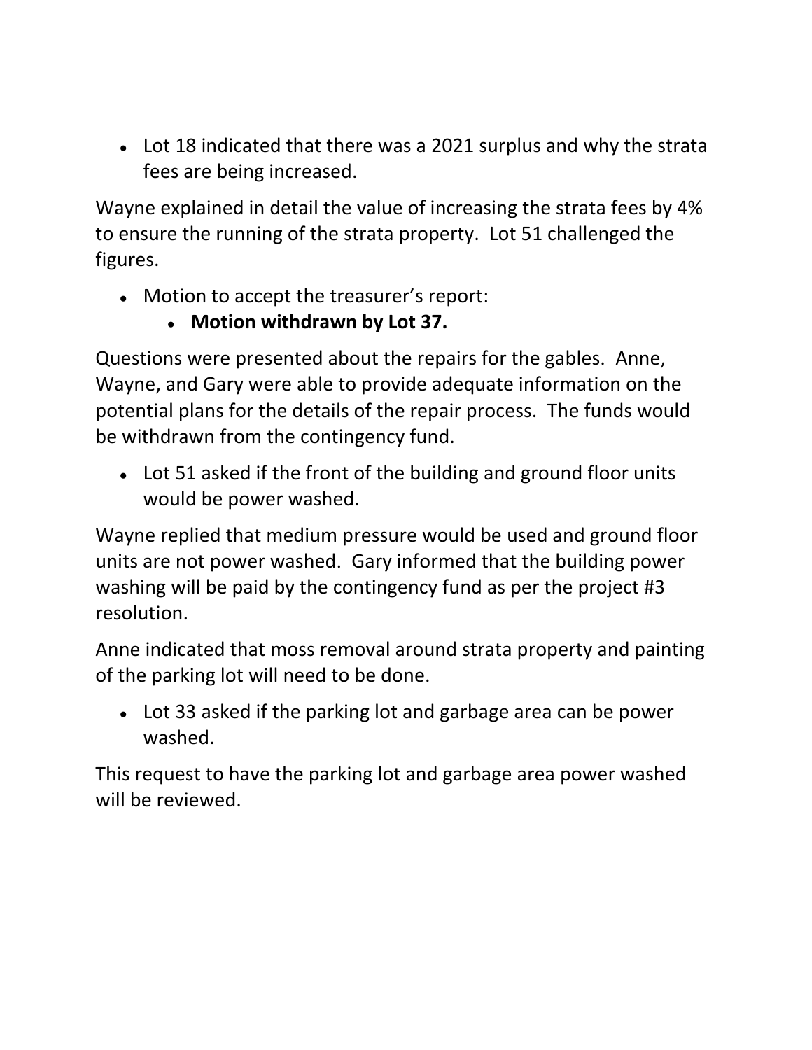- Lot 18 indicated that there was a 2021 surplus and why the strata fees are being increased.

Wayne explained in detail the value of increasing the strata fees by 4% to ensure the running of the strata property. Lot 51 challenged the figures.

- Motion to accept the treasurer's report:
  - **Motion withdrawn by Lot 37.**

Questions were presented about the repairs for the gables. Anne, Wayne, and Gary were able to provide adequate information on the potential plans for the details of the repair process. The funds would be withdrawn from the contingency fund.

- Lot 51 asked if the front of the building and ground floor units would be power washed.

Wayne replied that medium pressure would be used and ground floor units are not power washed. Gary informed that the building power washing will be paid by the contingency fund as per the project #3 resolution.

Anne indicated that moss removal around strata property and painting of the parking lot will need to be done.

- Lot 33 asked if the parking lot and garbage area can be power washed.

This request to have the parking lot and garbage area power washed will be reviewed.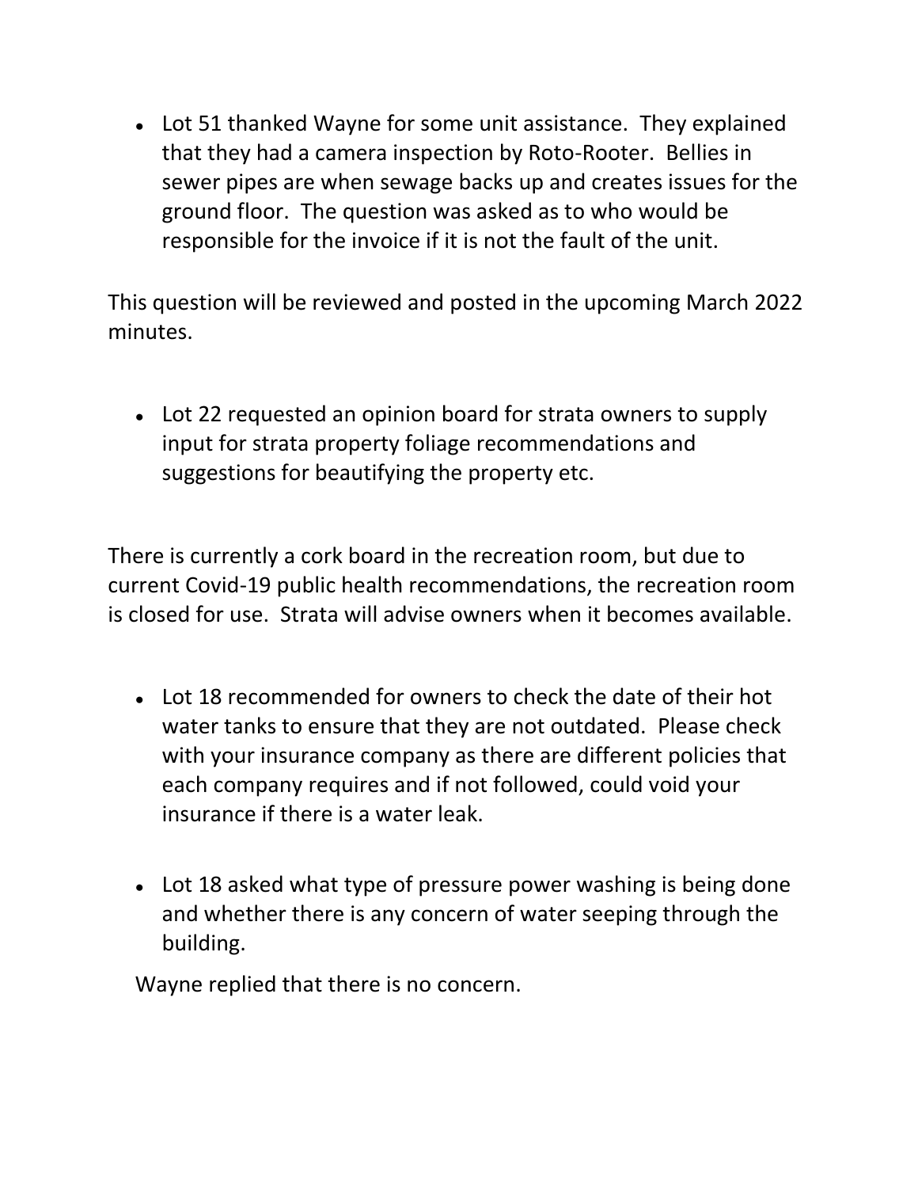- Lot 51 thanked Wayne for some unit assistance. They explained that they had a camera inspection by Roto-Rooter. Bellies in sewer pipes are when sewage backs up and creates issues for the ground floor. The question was asked as to who would be responsible for the invoice if it is not the fault of the unit.

This question will be reviewed and posted in the upcoming March 2022 minutes.

- Lot 22 requested an opinion board for strata owners to supply input for strata property foliage recommendations and suggestions for beautifying the property etc.

There is currently a cork board in the recreation room, but due to current Covid-19 public health recommendations, the recreation room is closed for use. Strata will advise owners when it becomes available.

- Lot 18 recommended for owners to check the date of their hot water tanks to ensure that they are not outdated. Please check with your insurance company as there are different policies that each company requires and if not followed, could void your insurance if there is a water leak.

- Lot 18 asked what type of pressure power washing is being done and whether there is any concern of water seeping through the building.

  Wayne replied that there is no concern.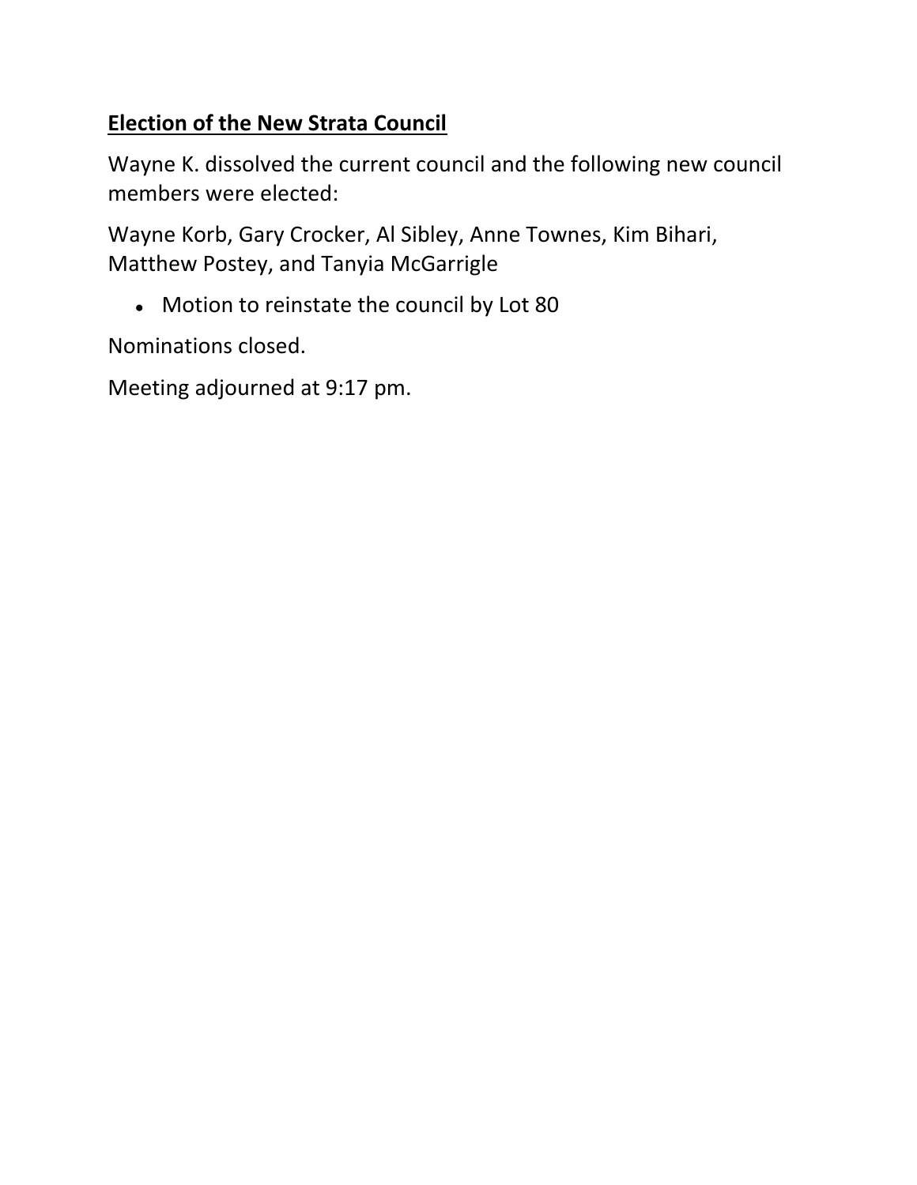## Election of the New Strata Council

Wayne K. dissolved the current council and the following new council members were elected:

Wayne Korb, Gary Crocker, Al Sibley, Anne Townes, Kim Bihari, Matthew Postey, and Tanyia McGarrigle

- Motion to reinstate the council by Lot 80

Nominations closed.

Meeting adjourned at 9:17 pm.